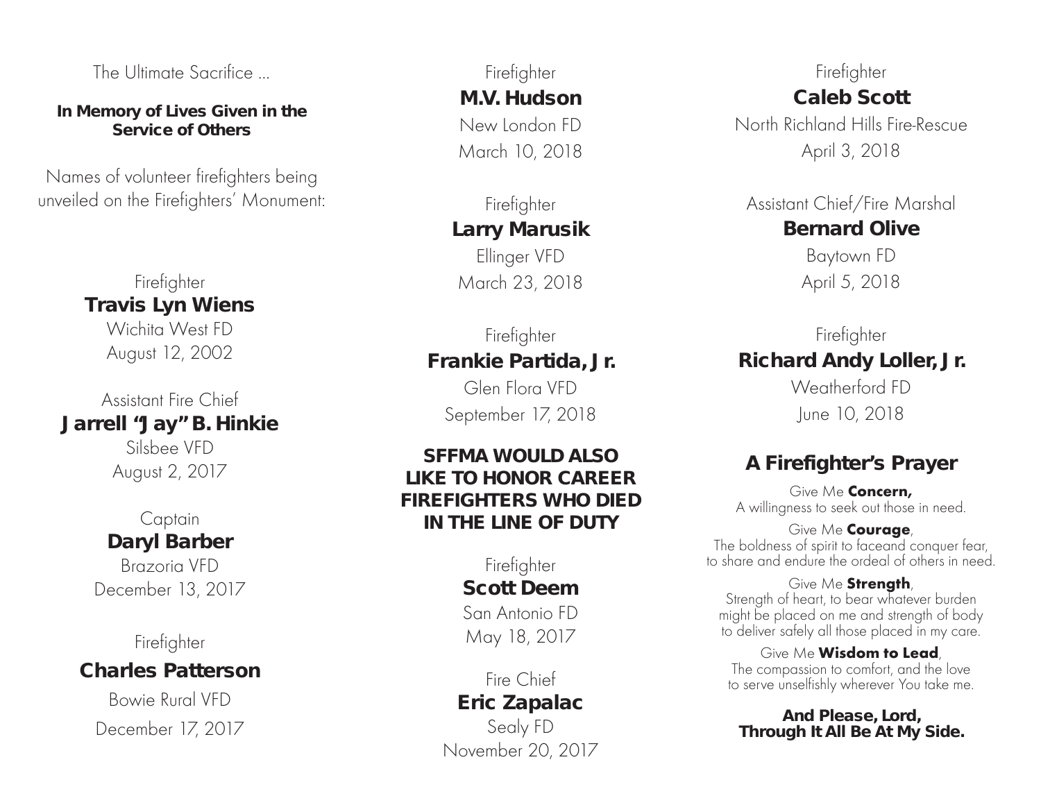The Ultimate Sacrifice ...

**In Memory of Lives Given in the Service of Others**

Names of volunteer firefighters being unveiled on the Firefighters' Monument:

Firefighter
**Travis Lyn Wiens**
Wichita West FD
August 12, 2002

Assistant Fire Chief
**Jarrell "Jay" B. Hinkie**
Silsbee VFD
August 2, 2017

Captain
**Daryl Barber**
Brazoria VFD
December 13, 2017

Firefighter
**Charles Patterson**
Bowie Rural VFD
December 17, 2017

Firefighter
**M.V. Hudson**
New London FD
March 10, 2018

Firefighter
**Larry Marusik**
Ellinger VFD
March 23, 2018

Firefighter
**Frankie Partida, Jr.**
Glen Flora VFD
September 17, 2018

**SFFMA WOULD ALSO LIKE TO HONOR CAREER FIREFIGHTERS WHO DIED IN THE LINE OF DUTY**

Firefighter
**Scott Deem**
San Antonio FD
May 18, 2017

Fire Chief
**Eric Zapalac**
Sealy FD
November 20, 2017

Firefighter
**Caleb Scott**
North Richland Hills Fire-Rescue
April 3, 2018

Assistant Chief/Fire Marshal
**Bernard Olive**
Baytown FD
April 5, 2018

Firefighter
**Richard Andy Loller, Jr.**
Weatherford FD
June 10, 2018

## A Firefighter's Prayer

Give Me **Concern,**
A willingness to seek out those in need.

Give Me **Courage**,
The boldness of spirit to faceand conquer fear,
to share and endure the ordeal of others in need.

Give Me **Strength**,
Strength of heart, to bear whatever burden
might be placed on me and strength of body
to deliver safely all those placed in my care.

Give Me **Wisdom to Lead**,
The compassion to comfort, and the love
to serve unselfishly wherever You take me.

**And Please, Lord,
Through It All Be At My Side.**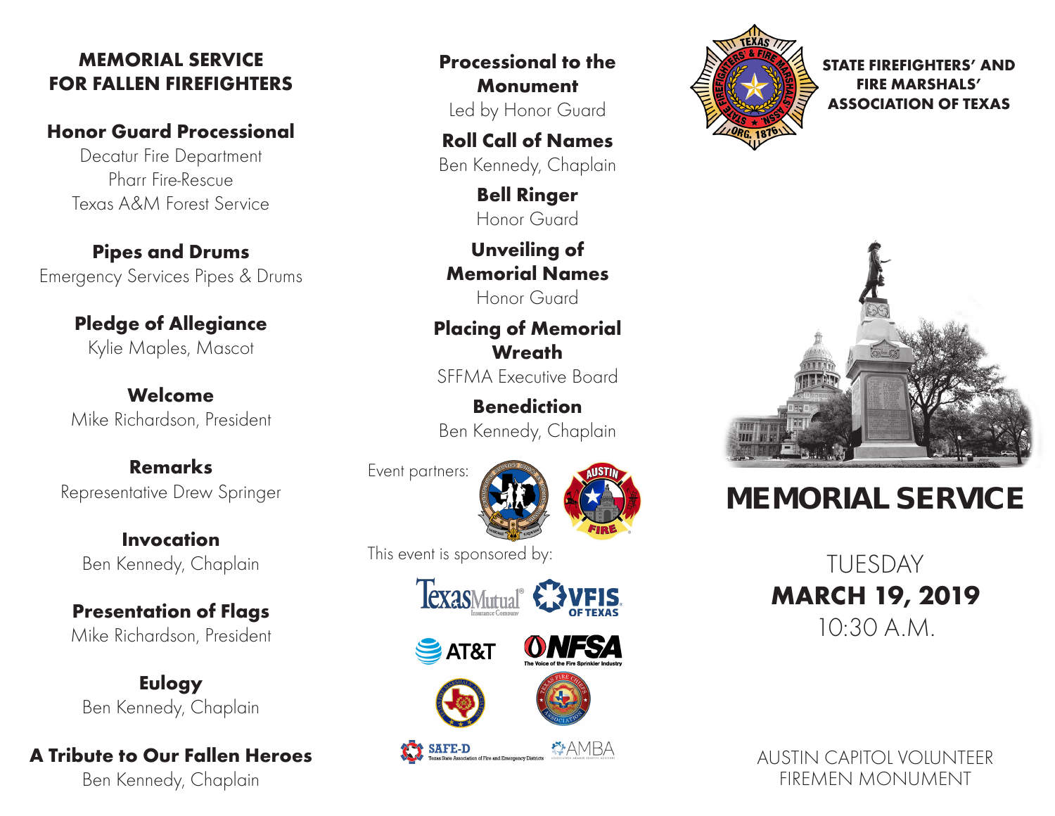# MEMORIAL SERVICE FOR FALLEN FIREFIGHTERS

**Honor Guard Processional**
Decatur Fire Department
Pharr Fire-Rescue
Texas A&M Forest Service

**Pipes and Drums**
Emergency Services Pipes & Drums

**Pledge of Allegiance**
Kylie Maples, Mascot

**Welcome**
Mike Richardson, President

**Remarks**
Representative Drew Springer

**Invocation**
Ben Kennedy, Chaplain

**Presentation of Flags**
Mike Richardson, President

**Eulogy**
Ben Kennedy, Chaplain

**A Tribute to Our Fallen Heroes**
Ben Kennedy, Chaplain

**Processional to the Monument**
Led by Honor Guard

**Roll Call of Names**
Ben Kennedy, Chaplain

**Bell Ringer**
Honor Guard

**Unveiling of Memorial Names**
Honor Guard

**Placing of Memorial Wreath**
SFFMA Executive Board

**Benediction**
Ben Kennedy, Chaplain

Event partners:

This event is sponsored by:

**STATE FIREFIGHTERS' AND FIRE MARSHALS' ASSOCIATION OF TEXAS**

# MEMORIAL SERVICE

TUESDAY
**MARCH 19, 2019**
10:30 A.M.

AUSTIN CAPITOL VOLUNTEER FIREMEN MONUMENT